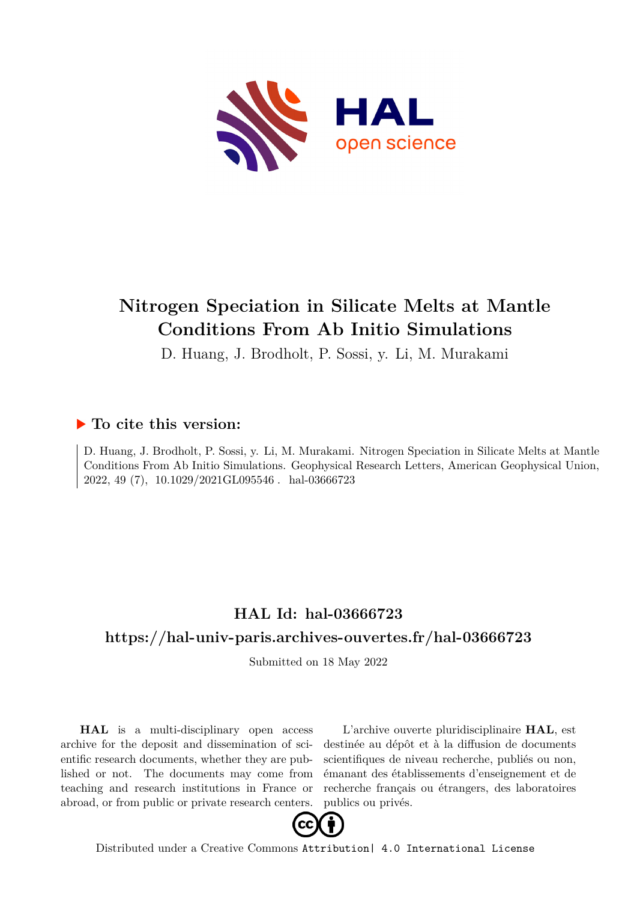# Nitrogen Speciation in Silicate Melts at Mantle Conditions From Ab Initio Simulations

D. Huang, J. Brodholt, P. Sossi, y. Li, M. Murakami

## ▶ To cite this version:

D. Huang, J. Brodholt, P. Sossi, y. Li, M. Murakami. Nitrogen Speciation in Silicate Melts at Mantle Conditions From Ab Initio Simulations. Geophysical Research Letters, American Geophysical Union, 2022, 49 (7), 10.1029/2021GL095546 . hal-03666723

## HAL Id: hal-03666723

## https://hal-univ-paris.archives-ouvertes.fr/hal-03666723

Submitted on 18 May 2022

**HAL** is a multi-disciplinary open access archive for the deposit and dissemination of scientific research documents, whether they are published or not. The documents may come from teaching and research institutions in France or abroad, or from public or private research centers.

L'archive ouverte pluridisciplinaire **HAL**, est destinée au dépôt et à la diffusion de documents scientifiques de niveau recherche, publiés ou non, émanant des établissements d'enseignement et de recherche français ou étrangers, des laboratoires publics ou privés.

Distributed under a Creative Commons Attribution| 4.0 International License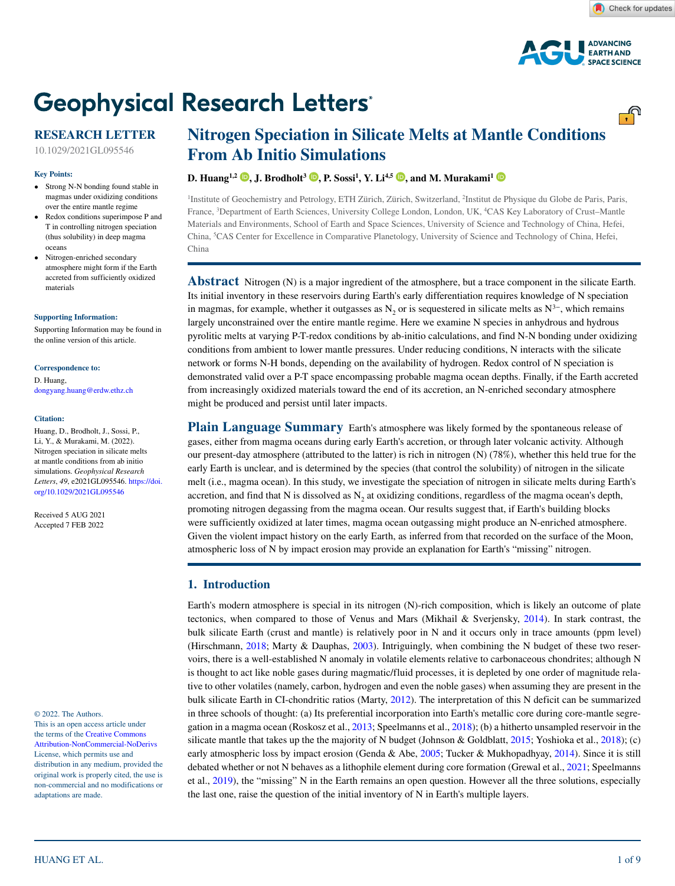# Geophysical Research Letters

## RESEARCH LETTER

10.1029/2021GL095546

# Nitrogen Speciation in Silicate Melts at Mantle Conditions From Ab Initio Simulations

**D. Huang[1,2], J. Brodholt[3], P. Sossi[1], Y. Li[4,5], and M. Murakami[1]**

[1]Institute of Geochemistry and Petrology, ETH Zürich, Zürich, Switzerland, [2]Institut de Physique du Globe de Paris, Paris, France, [3]Department of Earth Sciences, University College London, London, UK, [4]CAS Key Laboratory of Crust–Mantle Materials and Environments, School of Earth and Space Sciences, University of Science and Technology of China, Hefei, China, [5]CAS Center for Excellence in Comparative Planetology, University of Science and Technology of China, Hefei, China

**Key Points:**

- Strong N-N bonding found stable in magmas under oxidizing conditions over the entire mantle regime
- Redox conditions superimpose P and T in controlling nitrogen speciation (thus solubility) in deep magma oceans
- Nitrogen-enriched secondary atmosphere might form if the Earth accreted from sufficiently oxidized materials

**Supporting Information:**

Supporting Information may be found in the online version of this article.

**Correspondence to:**

D. Huang,
dongyang.huang@erdw.ethz.ch

**Citation:**

Huang, D., Brodholt, J., Sossi, P., Li, Y., & Murakami, M. (2022). Nitrogen speciation in silicate melts at mantle conditions from ab initio simulations. *Geophysical Research Letters*, *49*, e2021GL095546. https://doi.org/10.1029/2021GL095546

Received 5 AUG 2021
Accepted 7 FEB 2022

© 2022. The Authors.
This is an open access article under the terms of the Creative Commons Attribution-NonCommercial-NoDerivs License, which permits use and distribution in any medium, provided the original work is properly cited, the use is non-commercial and no modifications or adaptations are made.

**Abstract** Nitrogen (N) is a major ingredient of the atmosphere, but a trace component in the silicate Earth. Its initial inventory in these reservoirs during Earth's early differentiation requires knowledge of N speciation in magmas, for example, whether it outgasses as $N_2$ or is sequestered in silicate melts as $N^{3-}$, which remains largely unconstrained over the entire mantle regime. Here we examine N species in anhydrous and hydrous pyrolitic melts at varying P-T-redox conditions by ab-initio calculations, and find N-N bonding under oxidizing conditions from ambient to lower mantle pressures. Under reducing conditions, N interacts with the silicate network or forms N-H bonds, depending on the availability of hydrogen. Redox control of N speciation is demonstrated valid over a P-T space encompassing probable magma ocean depths. Finally, if the Earth accreted from increasingly oxidized materials toward the end of its accretion, an N-enriched secondary atmosphere might be produced and persist until later impacts.

**Plain Language Summary** Earth's atmosphere was likely formed by the spontaneous release of gases, either from magma oceans during early Earth's accretion, or through later volcanic activity. Although our present-day atmosphere (attributed to the latter) is rich in nitrogen (N) (78%), whether this held true for the early Earth is unclear, and is determined by the species (that control the solubility) of nitrogen in the silicate melt (i.e., magma ocean). In this study, we investigate the speciation of nitrogen in silicate melts during Earth's accretion, and find that N is dissolved as $N_2$ at oxidizing conditions, regardless of the magma ocean's depth, promoting nitrogen degassing from the magma ocean. Our results suggest that, if Earth's building blocks were sufficiently oxidized at later times, magma ocean outgassing might produce an N-enriched atmosphere. Given the violent impact history on the early Earth, as inferred from that recorded on the surface of the Moon, atmospheric loss of N by impact erosion may provide an explanation for Earth's "missing" nitrogen.

## 1. Introduction

Earth's modern atmosphere is special in its nitrogen (N)-rich composition, which is likely an outcome of plate tectonics, when compared to those of Venus and Mars (Mikhail & Sverjensky, 2014). In stark contrast, the bulk silicate Earth (crust and mantle) is relatively poor in N and it occurs only in trace amounts (ppm level) (Hirschmann, 2018; Marty & Dauphas, 2003). Intriguingly, when combining the N budget of these two reservoirs, there is a well-established N anomaly in volatile elements relative to carbonaceous chondrites; although N is thought to act like noble gases during magmatic/fluid processes, it is depleted by one order of magnitude relative to other volatiles (namely, carbon, hydrogen and even the noble gases) when assuming they are present in the bulk silicate Earth in CI-chondritic ratios (Marty, 2012). The interpretation of this N deficit can be summarized in three schools of thought: (a) Its preferential incorporation into Earth's metallic core during core-mantle segregation in a magma ocean (Roskosz et al., 2013; Speelmanns et al., 2018); (b) a hitherto unsampled reservoir in the silicate mantle that takes up the the majority of N budget (Johnson & Goldblatt, 2015; Yoshioka et al., 2018); (c) early atmospheric loss by impact erosion (Genda & Abe, 2005; Tucker & Mukhopadhyay, 2014). Since it is still debated whether or not N behaves as a lithophile element during core formation (Grewal et al., 2021; Speelmanns et al., 2019), the "missing" N in the Earth remains an open question. However all the three solutions, especially the last one, raise the question of the initial inventory of N in Earth's multiple layers.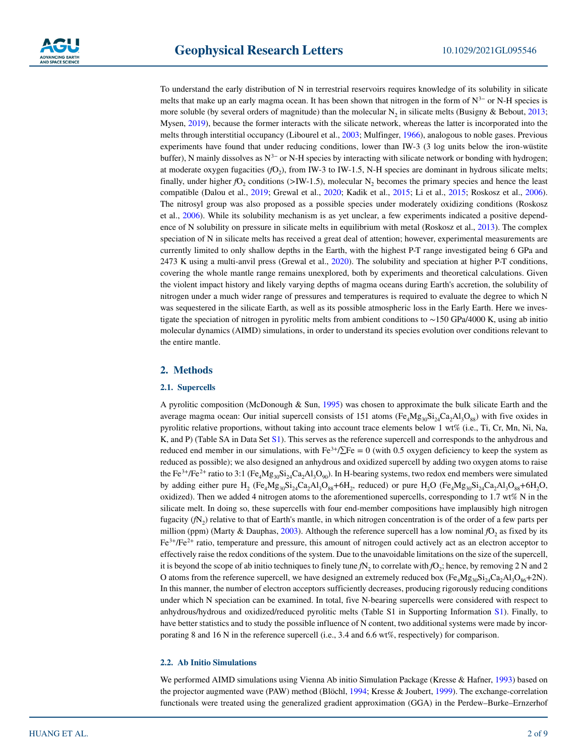To understand the early distribution of N in terrestrial reservoirs requires knowledge of its solubility in silicate melts that make up an early magma ocean. It has been shown that nitrogen in the form of $N^{3-}$ or N-H species is more soluble (by several orders of magnitude) than the molecular $N_2$ in silicate melts (Busigny & Bebout, 2013; Mysen, 2019), because the former interacts with the silicate network, whereas the latter is incorporated into the melts through interstitial occupancy (Libourel et al., 2003; Mulfinger, 1966), analogous to noble gases. Previous experiments have found that under reducing conditions, lower than IW-3 (3 log units below the iron-wüstite buffer), N mainly dissolves as $N^{3-}$ or N-H species by interacting with silicate network or bonding with hydrogen; at moderate oxygen fugacities ($fO_2$), from IW-3 to IW-1.5, N-H species are dominant in hydrous silicate melts; finally, under higher $fO_2$ conditions (>IW-1.5), molecular $N_2$ becomes the primary species and hence the least compatible (Dalou et al., 2019; Grewal et al., 2020; Kadik et al., 2015; Li et al., 2015; Roskosz et al., 2006). The nitrosyl group was also proposed as a possible species under moderately oxidizing conditions (Roskosz et al., 2006). While its solubility mechanism is as yet unclear, a few experiments indicated a positive dependence of N solubility on pressure in silicate melts in equilibrium with metal (Roskosz et al., 2013). The complex speciation of N in silicate melts has received a great deal of attention; however, experimental measurements are currently limited to only shallow depths in the Earth, with the highest P-T range investigated being 6 GPa and 2473 K using a multi-anvil press (Grewal et al., 2020). The solubility and speciation at higher P-T conditions, covering the whole mantle range remains unexplored, both by experiments and theoretical calculations. Given the violent impact history and likely varying depths of magma oceans during Earth's accretion, the solubility of nitrogen under a much wider range of pressures and temperatures is required to evaluate the degree to which N was sequestered in the silicate Earth, as well as its possible atmospheric loss in the Early Earth. Here we investigate the speciation of nitrogen in pyrolitic melts from ambient conditions to ~150 GPa/4000 K, using ab initio molecular dynamics (AIMD) simulations, in order to understand its species evolution over conditions relevant to the entire mantle.

## 2. Methods

### 2.1. Supercells

A pyrolitic composition (McDonough & Sun, 1995) was chosen to approximate the bulk silicate Earth and the average magma ocean: Our initial supercell consists of 151 atoms ($Fe_4Mg_{30}Si_{24}Ca_2Al_3O_{88}$) with five oxides in pyrolitic relative proportions, without taking into account trace elements below 1 wt% (i.e., Ti, Cr, Mn, Ni, Na, K, and P) (Table SA in Data Set S1). This serves as the reference supercell and corresponds to the anhydrous and reduced end member in our simulations, with $Fe^{3+}/\sum Fe = 0$ (with 0.5 oxygen deficiency to keep the system as reduced as possible); we also designed an anhydrous and oxidized supercell by adding two oxygen atoms to raise the $Fe^{3+}/Fe^{2+}$ ratio to 3:1 ($Fe_4Mg_{30}Si_{24}Ca_2Al_3O_{90}$). In H-bearing systems, two redox end members were simulated by adding either pure $H_2$ ($Fe_4Mg_{30}Si_{24}Ca_2Al_3O_{88}$+$6H_2$, reduced) or pure $H_2O$ ($Fe_4Mg_{30}Si_{24}Ca_2Al_3O_{88}$+$6H_2O$, oxidized). Then we added 4 nitrogen atoms to the aforementioned supercells, corresponding to 1.7 wt% N in the silicate melt. In doing so, these supercells with four end-member compositions have implausibly high nitrogen fugacity ($fN_2$) relative to that of Earth's mantle, in which nitrogen concentration is of the order of a few parts per million (ppm) (Marty & Dauphas, 2003). Although the reference supercell has a low nominal $fO_2$ as fixed by its $Fe^{3+}/Fe^{2+}$ ratio, temperature and pressure, this amount of nitrogen could actively act as an electron acceptor to effectively raise the redox conditions of the system. Due to the unavoidable limitations on the size of the supercell, it is beyond the scope of ab initio techniques to finely tune $fN_2$ to correlate with $fO_2$; hence, by removing 2 N and 2 O atoms from the reference supercell, we have designed an extremely reduced box ($Fe_4Mg_{30}Si_{24}Ca_2Al_3O_{86}$+2N). In this manner, the number of electron acceptors sufficiently decreases, producing rigorously reducing conditions under which N speciation can be examined. In total, five N-bearing supercells were considered with respect to anhydrous/hydrous and oxidized/reduced pyrolitic melts (Table S1 in Supporting Information S1). Finally, to have better statistics and to study the possible influence of N content, two additional systems were made by incorporating 8 and 16 N in the reference supercell (i.e., 3.4 and 6.6 wt%, respectively) for comparison.

### 2.2. Ab Initio Simulations

We performed AIMD simulations using Vienna Ab initio Simulation Package (Kresse & Hafner, 1993) based on the projector augmented wave (PAW) method (Blöchl, 1994; Kresse & Joubert, 1999). The exchange-correlation functionals were treated using the generalized gradient approximation (GGA) in the Perdew–Burke–Ernzerhof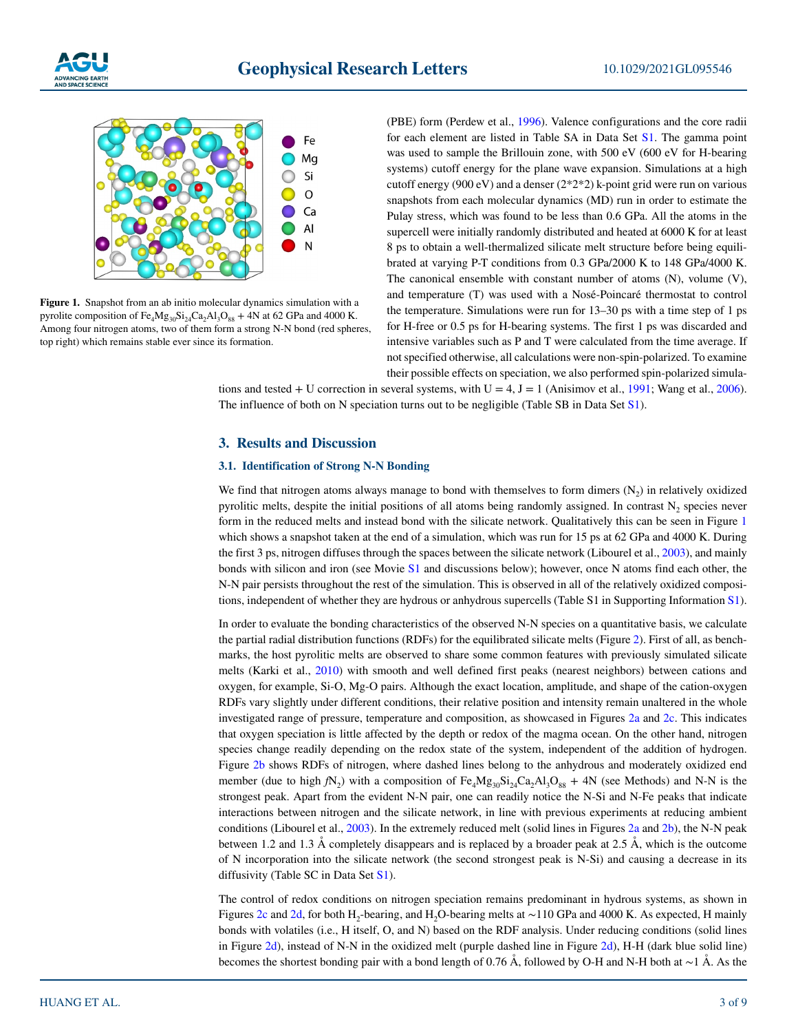**Figure 1.** Snapshot from an an ab initio molecular dynamics simulation with a pyrolite composition of $Fe_4Mg_{30}Si_{24}Ca_2Al_3O_{88}$ + 4N at 62 GPa and 4000 K. Among four nitrogen atoms, two of them form a strong N-N bond (red spheres, top right) which remains stable ever since its formation.

(PBE) form (Perdew et al., 1996). Valence configurations and the core radii for each element are listed in Table SA in Data Set S1. The gamma point was used to sample the Brillouin zone, with 500 eV (600 eV for H-bearing systems) cutoff energy for the plane wave expansion. Simulations at a high cutoff energy (900 eV) and a denser (2*2*2) k-point grid were run on various snapshots from each molecular dynamics (MD) run in order to estimate the Pulay stress, which was found to be less than 0.6 GPa. All the atoms in the supercell were initially randomly distributed and heated at 6000 K for at least 8 ps to obtain a well-thermalized silicate melt structure before being equilibrated at varying P-T conditions from 0.3 GPa/2000 K to 148 GPa/4000 K. The canonical ensemble with constant number of atoms (N), volume (V), and temperature (T) was used with a Nosé-Poincaré thermostat to control the temperature. Simulations were run for 13–30 ps with a time step of 1 ps for H-free or 0.5 ps for H-bearing systems. The first 1 ps was discarded and intensive variables such as P and T were calculated from the time average. If not specified otherwise, all calculations were non-spin-polarized. To examine their possible effects on speciation, we also performed spin-polarized simulations and tested + U correction in several systems, with U = 4, J = 1 (Anisimov et al., 1991; Wang et al., 2006). The influence of both on N speciation turns out to be negligible (Table SB in Data Set S1).

## 3. Results and Discussion

### 3.1. Identification of Strong N-N Bonding

We find that nitrogen atoms always manage to bond with themselves to form dimers ($N_2$) in relatively oxidized pyrolitic melts, despite the initial positions of all atoms being randomly assigned. In contrast $N_2$ species never form in the reduced melts and instead bond with the silicate network. Qualitatively this can be seen in Figure 1 which shows a snapshot taken at the end of a simulation, which was run for 15 ps at 62 GPa and 4000 K. During the first 3 ps, nitrogen diffuses through the spaces between the silicate network (Libourel et al., 2003), and mainly bonds with silicon and iron (see Movie S1 and discussions below); however, once N atoms find each other, the N-N pair persists throughout the rest of the simulation. This is observed in all of the relatively oxidized compositions, independent of whether they are hydrous or anhydrous supercells (Table S1 in Supporting Information S1).

In order to evaluate the bonding characteristics of the observed N-N species on a quantitative basis, we calculate the partial radial distribution functions (RDFs) for the equilibrated silicate melts (Figure 2). First of all, as benchmarks, the host pyrolitic melts are observed to share some common features with previously simulated silicate melts (Karki et al., 2010) with smooth and well defined first peaks (nearest neighbors) between cations and oxygen, for example, Si-O, Mg-O pairs. Although the exact location, amplitude, and shape of the cation-oxygen RDFs vary slightly under different conditions, their relative position and intensity remain unaltered in the whole investigated range of pressure, temperature and composition, as showcased in Figures 2a and 2c. This indicates that oxygen speciation is little affected by the depth or redox of the magma ocean. On the other hand, nitrogen species change readily depending on the redox state of the system, independent of the addition of hydrogen. Figure 2b shows RDFs of nitrogen, where dashed lines belong to the anhydrous and moderately oxidized end member (due to high $fN_2$) with a composition of $Fe_4Mg_{30}Si_{24}Ca_2Al_3O_{88}$ + 4N (see Methods) and N-N is the strongest peak. Apart from the evident N-N pair, one can readily notice the N-Si and N-Fe peaks that indicate interactions between nitrogen and the silicate network, in line with previous experiments at reducing ambient conditions (Libourel et al., 2003). In the extremely reduced melt (solid lines in Figures 2a and 2b), the N-N peak between 1.2 and 1.3 Å completely disappears and is replaced by a broader peak at 2.5 Å, which is the outcome of N incorporation into the silicate network (the second strongest peak is N-Si) and causing a decrease in its diffusivity (Table SC in Data Set S1).

The control of redox conditions on nitrogen speciation remains predominant in hydrous systems, as shown in Figures 2c and 2d, for both $H_2$-bearing, and $H_2O$-bearing melts at ∼110 GPa and 4000 K. As expected, H mainly bonds with volatiles (i.e., H itself, O, and N) based on the RDF analysis. Under reducing conditions (solid lines in Figure 2d), instead of N-N in the oxidized melt (purple dashed line in Figure 2d), H-H (dark blue solid line) becomes the shortest bonding pair with a bond length of 0.76 Å, followed by O-H and N-H both at ∼1 Å. As the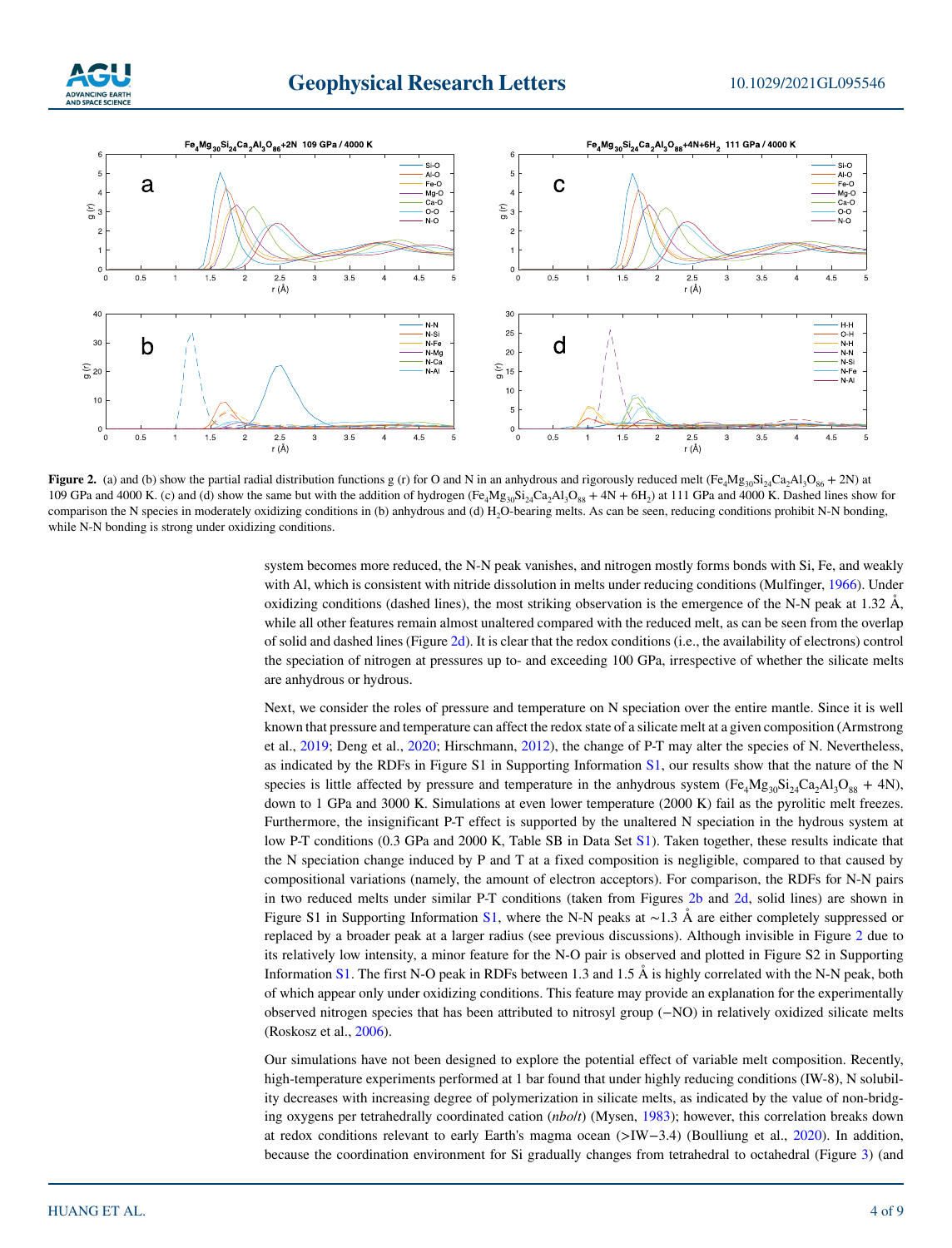**Figure 2.** (a) and (b) show the partial radial distribution functions g (r) for O and N in an anhydrous and rigorously reduced melt ($Fe_4Mg_{30}Si_{24}Ca_2Al_3O_{86}$ + 2N) at 109 GPa and 4000 K. (c) and (d) show the same but with the addition of hydrogen ($Fe_4Mg_{30}Si_{24}Ca_2Al_3O_{88}$ + 4N + $6H_2$) at 111 GPa and 4000 K. Dashed lines show for comparison the N species in moderately oxidizing conditions in (b) anhydrous and (d) $H_2O$-bearing melts. As can be seen, reducing conditions prohibit N-N bonding, while N-N bonding is strong under oxidizing conditions.

system becomes more reduced, the N-N peak vanishes, and nitrogen mostly forms bonds with Si, Fe, and weakly with Al, which is consistent with nitride dissolution in melts under reducing conditions (Mulfinger, 1966). Under oxidizing conditions (dashed lines), the most striking observation is the emergence of the N-N peak at 1.32 Å, while all other features remain almost unaltered compared with the reduced melt, as can be seen from the overlap of solid and dashed lines (Figure 2d). It is clear that the redox conditions (i.e., the availability of electrons) control the speciation of nitrogen at pressures up to- and exceeding 100 GPa, irrespective of whether the silicate melts are anhydrous or hydrous.

Next, we consider the roles of pressure and temperature on N speciation over the entire mantle. Since it is well known that pressure and temperature can affect the redox state of a silicate melt at a given composition (Armstrong et al., 2019; Deng et al., 2020; Hirschmann, 2012), the change of P-T may alter the species of N. Nevertheless, as indicated by the RDFs in Figure S1 in Supporting Information S1, our results show that the nature of the N species is little affected by pressure and temperature in the anhydrous system ($Fe_4Mg_{30}Si_{24}Ca_2Al_3O_{88}$ + 4N), down to 1 GPa and 3000 K. Simulations at even lower temperature (2000 K) fail as the pyrolitic melt freezes. Furthermore, the insignificant P-T effect is supported by the unaltered N speciation in the hydrous system at low P-T conditions (0.3 GPa and 2000 K, Table SB in Data Set S1). Taken together, these results indicate that the N speciation change induced by P and T at a fixed composition is negligible, compared to that caused by compositional variations (namely, the amount of electron acceptors). For comparison, the RDFs for N-N pairs in two reduced melts under similar P-T conditions (taken from Figures 2b and 2d, solid lines) are shown in Figure S1 in Supporting Information S1, where the N-N peaks at ∼1.3 Å are either completely suppressed or replaced by a broader peak at a larger radius (see previous discussions). Although invisible in Figure 2 due to its relatively low intensity, a minor feature for the N-O pair is observed and plotted in Figure S2 in Supporting Information S1. The first N-O peak in RDFs between 1.3 and 1.5 Å is highly correlated with the N-N peak, both of which appear only under oxidizing conditions. This feature may provide an explanation for the experimentally observed nitrogen species that has been attributed to nitrosyl group (−NO) in relatively oxidized silicate melts (Roskosz et al., 2006).

Our simulations have not been designed to explore the potential effect of variable melt composition. Recently, high-temperature experiments performed at 1 bar found that under highly reducing conditions (IW-8), N solubility decreases with increasing degree of polymerization in silicate melts, as indicated by the value of non-bridging oxygens per tetrahedrally coordinated cation (*nbo*/*t*) (Mysen, 1983); however, this correlation breaks down at redox conditions relevant to early Earth's magma ocean (>IW−3.4) (Boulliung et al., 2020). In addition, because the coordination environment for Si gradually changes from tetrahedral to octahedral (Figure 3) (and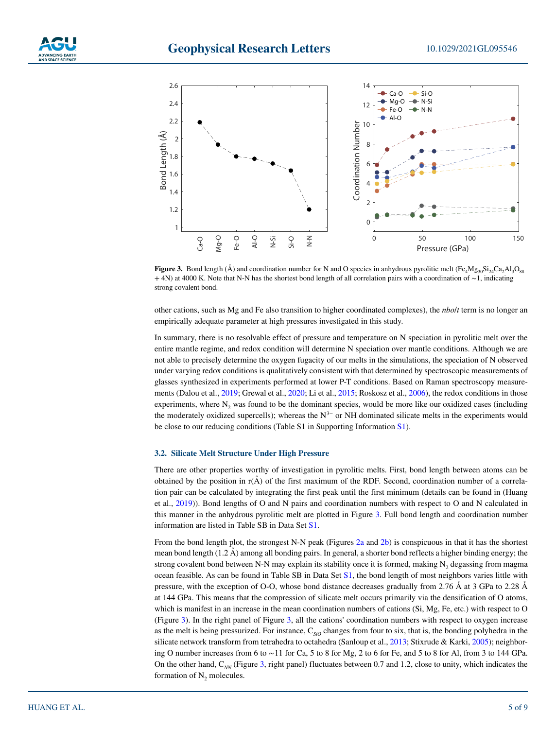**Figure 3.** Bond length (Å) and coordination number for N and O species in anhydrous pyrolitic melt ($Fe_4Mg_{30}Si_{24}Ca_2Al_3O_{88}$ + 4N) at 4000 K. Note that N-N has the shortest bond length of all correlation pairs with a coordination of ∼1, indicating strong covalent bond.

other cations, such as Mg and Fe also transition to higher coordinated complexes), the *nbo/t* term is no longer an empirically adequate parameter at high pressures investigated in this study.

In summary, there is no resolvable effect of pressure and temperature on N speciation in pyrolitic melt over the entire mantle regime, and redox condition will determine N speciation over mantle conditions. Although we are not able to precisely determine the oxygen fugacity of our melts in the simulations, the speciation of N observed under varying redox conditions is qualitatively consistent with that determined by spectroscopic measurements of glasses synthesized in experiments performed at lower P-T conditions. Based on Raman spectroscopy measurements (Dalou et al., 2019; Grewal et al., 2020; Li et al., 2015; Roskosz et al., 2006), the redox conditions in those experiments, where $N_2$ was found to be the dominant species, would be more like our oxidized cases (including the moderately oxidized supercells); whereas the $N^{3-}$ or NH dominated silicate melts in the experiments would be close to our reducing conditions (Table S1 in Supporting Information S1).

### 3.2. Silicate Melt Structure Under High Pressure

There are other properties worthy of investigation in pyrolitic melts. First, bond length between atoms can be obtained by the position in r(Å) of the first maximum of the RDF. Second, coordination number of a correlation pair can be calculated by integrating the first peak until the first minimum (details can be found in (Huang et al., 2019)). Bond lengths of O and N pairs and coordination numbers with respect to O and N calculated in this manner in the anhydrous pyrolitic melt are plotted in Figure 3. Full bond length and coordination number information are listed in Table SB in Data Set S1.

From the bond length plot, the strongest N-N peak (Figures 2a and 2b) is conspicuous in that it has the shortest mean bond length (1.2 Å) among all bonding pairs. In general, a shorter bond reflects a higher binding energy; the strong covalent bond between N-N may explain its stability once it is formed, making $N_2$ degassing from magma ocean feasible. As can be found in Table SB in Data Set S1, the bond length of most neighbors varies little with pressure, with the exception of O-O, whose bond distance decreases gradually from 2.76 Å at 3 GPa to 2.28 Å at 144 GPa. This means that the compression of silicate melt occurs primarily via the densification of O atoms, which is manifest in an increase in the mean coordination numbers of cations (Si, Mg, Fe, etc.) with respect to O (Figure 3). In the right panel of Figure 3, all the cations' coordination numbers with respect to oxygen increase as the melt is being pressurized. For instance, $C_{SiO}$ changes from four to six, that is, the bonding polyhedra in the silicate network transform from tetrahedra to octahedra (Sanloup et al., 2013; Stixrude & Karki, 2005); neighboring O number increases from 6 to ∼11 for Ca, 5 to 8 for Mg, 2 to 6 for Fe, and 5 to 8 for Al, from 3 to 144 GPa. On the other hand, $C_{NN}$ (Figure 3, right panel) fluctuates between 0.7 and 1.2, close to unity, which indicates the formation of $N_2$ molecules.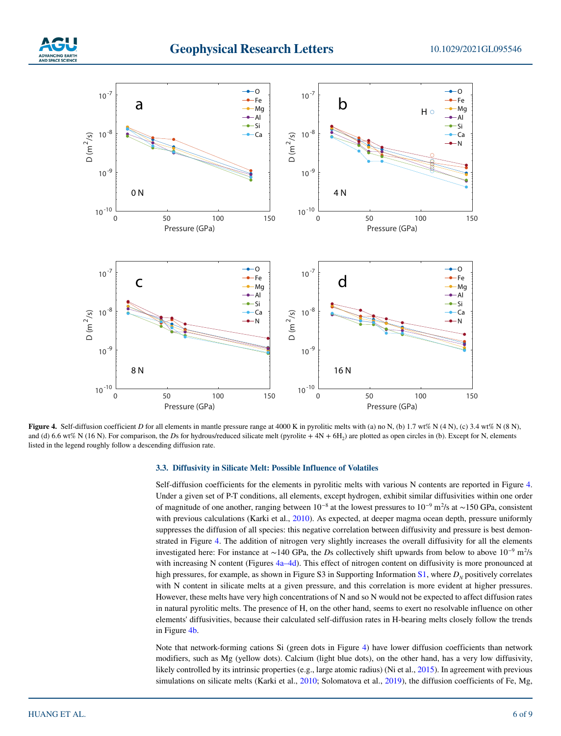**Figure 4.** Self-diffusion coefficient $D$ for all elements in mantle pressure range at 4000 K in pyrolitic melts with (a) no N, (b) 1.7 wt% N (4 N), (c) 3.4 wt% N (8 N), and (d) 6.6 wt% N (16 N). For comparison, the $D$s for hydrous/reduced silicate melt (pyrolite + 4N + $6H_2$) are plotted as open circles in (b). Except for N, elements listed in the legend roughly follow a descending diffusion rate.

### 3.3. Diffusivity in Silicate Melt: Possible Influence of Volatiles

Self-diffusion coefficients for the elements in pyrolitic melts with various N contents are reported in Figure 4. Under a given set of P-T conditions, all elements, except hydrogen, exhibit similar diffusivities within one order of magnitude of one another, ranging between $10^{-8}$ at the lowest pressures to $10^{-9}$ $m^2/s$ at ∼150 GPa, consistent with previous calculations (Karki et al., 2010). As expected, at deeper magma ocean depth, pressure uniformly suppresses the diffusion of all species: this negative correlation between diffusivity and pressure is best demonstrated in Figure 4. The addition of nitrogen very slightly increases the overall diffusivity for all the elements investigated here: For instance at ∼140 GPa, the $D$s collectively shift upwards from below to above $10^{-9}$ $m^2/s$ with increasing N content (Figures 4a–4d). This effect of nitrogen content on diffusivity is more pronounced at high pressures, for example, as shown in Figure S3 in Supporting Information S1, where $D_N$ positively correlates with N content in silicate melts at a given pressure, and this correlation is more evident at higher pressures. However, these melts have very high concentrations of N and so N would not be expected to affect diffusion rates in natural pyrolitic melts. The presence of H, on the other hand, seems to exert no resolvable influence on other elements' diffusivities, because their calculated self-diffusion rates in H-bearing melts closely follow the trends in Figure 4b.

Note that network-forming cations Si (green dots in Figure 4) have lower diffusion coefficients than network modifiers, such as Mg (yellow dots). Calcium (light blue dots), on the other hand, has a very low diffusivity, likely controlled by its intrinsic properties (e.g., large atomic radius) (Ni et al., 2015). In agreement with previous simulations on silicate melts (Karki et al., 2010; Solomatova et al., 2019), the diffusion coefficients of Fe, Mg,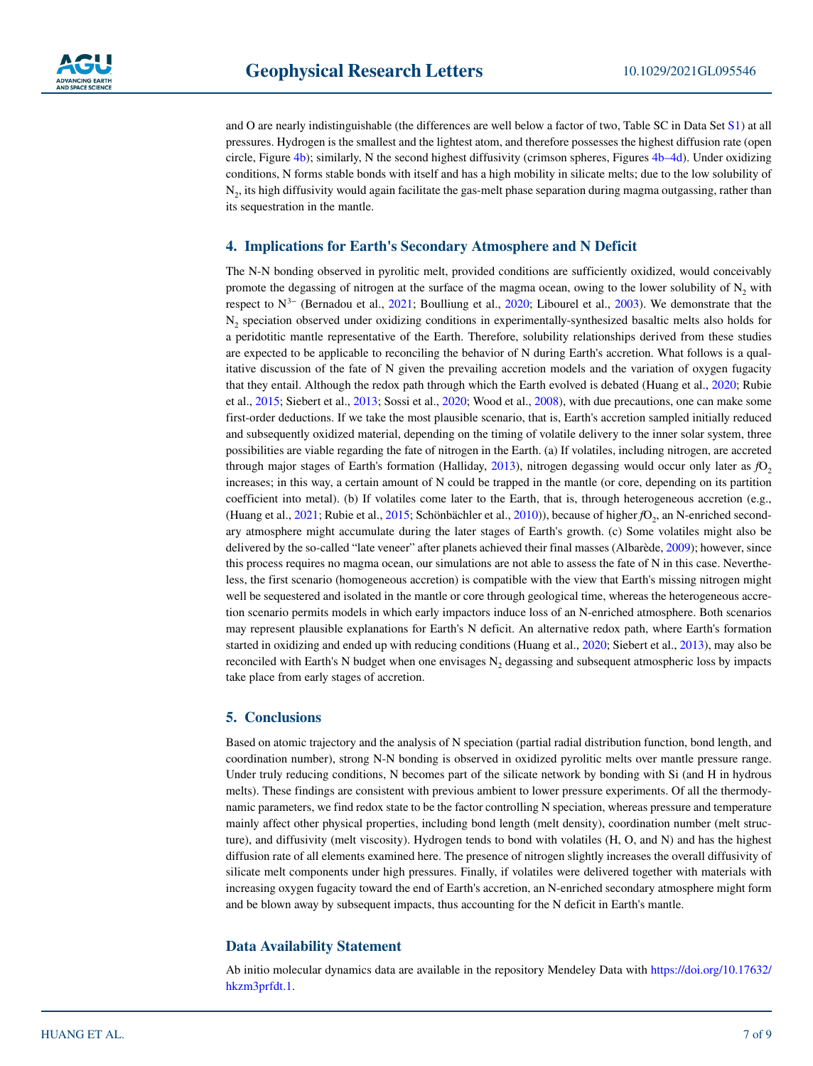and O are nearly indistinguishable (the differences are well below a factor of two, Table SC in Data Set S1) at all pressures. Hydrogen is the smallest and the lightest atom, and therefore possesses the highest diffusion rate (open circle, Figure 4b); similarly, N the second highest diffusivity (crimson spheres, Figures 4b–4d). Under oxidizing conditions, N forms stable bonds with itself and has a high mobility in silicate melts; due to the low solubility of $N_2$, its high diffusivity would again facilitate the gas-melt phase separation during magma outgassing, rather than its sequestration in the mantle.

## 4. Implications for Earth's Secondary Atmosphere and N Deficit

The N-N bonding observed in pyrolitic melt, provided conditions are sufficiently oxidized, would conceivably promote the degassing of nitrogen at the surface of the magma ocean, owing to the lower solubility of $N_2$ with respect to $N^{3-}$ (Bernadou et al., 2021; Boulliung et al., 2020; Libourel et al., 2003). We demonstrate that the $N_2$ speciation observed under oxidizing conditions in experimentally-synthesized basaltic melts also holds for a peridotitic mantle representative of the Earth. Therefore, solubility relationships derived from these studies are expected to be applicable to reconciling the behavior of N during Earth's accretion. What follows is a qualitative discussion of the fate of N given the prevailing accretion models and the variation of oxygen fugacity that they entail. Although the redox path through which the Earth evolved is debated (Huang et al., 2020; Rubie et al., 2015; Siebert et al., 2013; Sossi et al., 2020; Wood et al., 2008), with due precautions, one can make some first-order deductions. If we take the most plausible scenario, that is, Earth's accretion sampled initially reduced and subsequently oxidized material, depending on the timing of volatile delivery to the inner solar system, three possibilities are viable regarding the fate of nitrogen in the Earth. (a) If volatiles, including nitrogen, are accreted through major stages of Earth's formation (Halliday, 2013), nitrogen degassing would occur only later as $fO_2$ increases; in this way, a certain amount of N could be trapped in the mantle (or core, depending on its partition coefficient into metal). (b) If volatiles come later to the Earth, that is, through heterogeneous accretion (e.g., (Huang et al., 2021; Rubie et al., 2015; Schönbächler et al., 2010)), because of higher $fO_2$, an N-enriched secondary atmosphere might accumulate during the later stages of Earth's growth. (c) Some volatiles might also be delivered by the so-called "late veneer" after planets achieved their final masses (Albarède, 2009); however, since this process requires no magma ocean, our simulations are not able to assess the fate of N in this case. Nevertheless, the first scenario (homogeneous accretion) is compatible with the view that Earth's missing nitrogen might well be sequestered and isolated in the mantle or core through geological time, whereas the heterogeneous accretion scenario permits models in which early impactors induce loss of an N-enriched atmosphere. Both scenarios may represent plausible explanations for Earth's N deficit. An alternative redox path, where Earth's formation started in oxidizing and ended up with reducing conditions (Huang et al., 2020; Siebert et al., 2013), may also be reconciled with Earth's N budget when one envisages $N_2$ degassing and subsequent atmospheric loss by impacts take place from early stages of accretion.

## 5. Conclusions

Based on atomic trajectory and the analysis of N speciation (partial radial distribution function, bond length, and coordination number), strong N-N bonding is observed in oxidized pyrolitic melts over mantle pressure range. Under truly reducing conditions, N becomes part of the silicate network by bonding with Si (and H in hydrous melts). These findings are consistent with previous ambient to lower pressure experiments. Of all the thermodynamic parameters, we find redox state to be the factor controlling N speciation, whereas pressure and temperature mainly affect other physical properties, including bond length (melt density), coordination number (melt structure), and diffusivity (melt viscosity). Hydrogen tends to bond with volatiles (H, O, and N) and has the highest diffusion rate of all elements examined here. The presence of nitrogen slightly increases the overall diffusivity of silicate melt components under high pressures. Finally, if volatiles were delivered together with materials with increasing oxygen fugacity toward the end of Earth's accretion, an N-enriched secondary atmosphere might form and be blown away by subsequent impacts, thus accounting for the N deficit in Earth's mantle.

## Data Availability Statement

Ab initio molecular dynamics data are available in the repository Mendeley Data with https://doi.org/10.17632/hkzm3prfdt.1.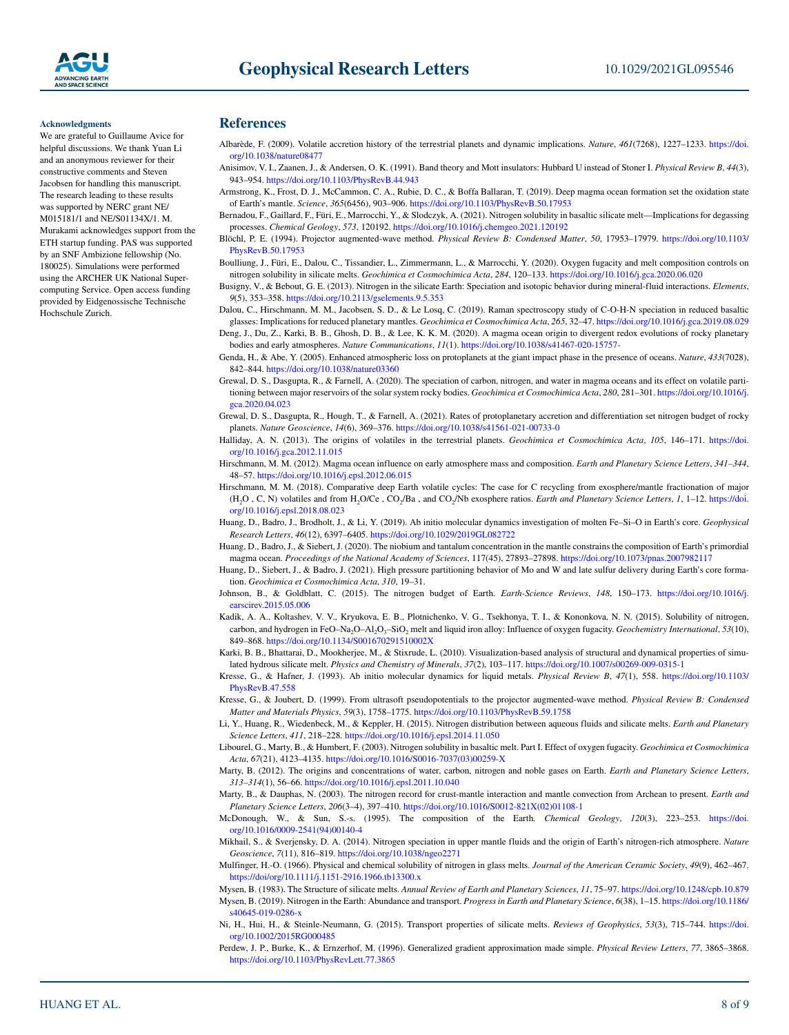### Acknowledgments

We are grateful to Guillaume Avice for helpful discussions. We thank Yuan Li and an anonymous reviewer for their constructive comments and Steven Jacobsen for handling this manuscript. The research leading to these results was supported by NERC grant NE/M015181/1 and NE/S01134X/1. M. Murakami acknowledges support from the ETH startup funding. PAS was supported by an SNF Ambizione fellowship (No. 180025). Simulations were performed using the ARCHER UK National Supercomputing Service. Open access funding provided by Eidgenossische Technische Hochschule Zurich.

## References

Albarède, F. (2009). Volatile accretion history of the terrestrial planets and dynamic implications. *Nature*, *461*(7268), 1227–1233. https://doi.org/10.1038/nature08477

Anisimov, V. I., Zaanen, J., & Andersen, O. K. (1991). Band theory and Mott insulators: Hubbard U instead of Stoner I. *Physical Review B*, *44*(3), 943–954. https://doi.org/10.1103/PhysRevB.44.943

Armstrong, K., Frost, D. J., McCammon, C. A., Rubie, D. C., & Boffa Ballaran, T. (2019). Deep magma ocean formation set the oxidation state of Earth's mantle. *Science*, *365*(6456), 903–906. https://doi.org/10.1103/PhysRevB.50.17953

Bernadou, F., Gaillard, F., Füri, E., Marrocchi, Y., & Slodczyk, A. (2021). Nitrogen solubility in basaltic silicate melt—Implications for degassing processes. *Chemical Geology*, *573*, 120192. https://doi.org/10.1016/j.chemgeo.2021.120192

Blöchl, P. E. (1994). Projector augmented-wave method. *Physical Review B: Condensed Matter*, *50*, 17953–17979. https://doi.org/10.1103/PhysRevB.50.17953

Boulliung, J., Füri, E., Dalou, C., Tissandier, L., Zimmermann, L., & Marrocchi, Y. (2020). Oxygen fugacity and melt composition controls on nitrogen solubility in silicate melts. *Geochimica et Cosmochimica Acta*, *284*, 120–133. https://doi.org/10.1016/j.gca.2020.06.020

Busigny, V., & Bebout, G. E. (2013). Nitrogen in the silicate Earth: Speciation and isotopic behavior during mineral-fluid interactions. *Elements*, *9*(5), 353–358. https://doi.org/10.2113/gselements.9.5.353

Dalou, C., Hirschmann, M. M., Jacobsen, S. D., & Le Losq, C. (2019). Raman spectroscopy study of C-O-H-N speciation in reduced basaltic glasses: Implications for reduced planetary mantles. *Geochimica et Cosmochimica Acta*, *265*, 32–47. https://doi.org/10.1016/j.gca.2019.08.029

Deng, J., Du, Z., Karki, B. B., Ghosh, D. B., & Lee, K. K. M. (2020). A magma ocean origin to divergent redox evolutions of rocky planetary bodies and early atmospheres. *Nature Communications*, *11*(1). https://doi.org/10.1038/s41467-020-15757-

Genda, H., & Abe, Y. (2005). Enhanced atmospheric loss on protoplanets at the giant impact phase in the presence of oceans. *Nature*, *433*(7028), 842–844. https://doi.org/10.1038/nature03360

Grewal, D. S., Dasgupta, R., & Farnell, A. (2020). The speciation of carbon, nitrogen, and water in magma oceans and its effect on volatile partitioning between major reservoirs of the solar system rocky bodies. *Geochimica et Cosmochimica Acta*, *280*, 281–301. https://doi.org/10.1016/j.gca.2020.04.023

Grewal, D. S., Dasgupta, R., Hough, T., & Farnell, A. (2021). Rates of protoplanetary accretion and differentiation set nitrogen budget of rocky planets. *Nature Geoscience*, *14*(6), 369–376. https://doi.org/10.1038/s41561-021-00733-0

Halliday, A. N. (2013). The origins of volatiles in the terrestrial planets. *Geochimica et Cosmochimica Acta*, *105*, 146–171. https://doi.org/10.1016/j.gca.2012.11.015

Hirschmann, M. M. (2012). Magma ocean influence on early atmosphere mass and composition. *Earth and Planetary Science Letters*, *341–344*, 48–57. https://doi.org/10.1016/j.epsl.2012.06.015

Hirschmann, M. M. (2018). Comparative deep Earth volatile cycles: The case for C recycling from exosphere/mantle fractionation of major ($H_2O$ , C, N) volatiles and from $H_2O$/Ce , $CO_2$/Ba , and $CO_2$/Nb exosphere ratios. *Earth and Planetary Science Letters*, *1*, 1–12. https://doi.org/10.1016/j.epsl.2018.08.023

Huang, D., Badro, J., Brodholt, J., & Li, Y. (2019). Ab initio molecular dynamics investigation of molten Fe–Si–O in Earth's core. *Geophysical Research Letters*, *46*(12), 6397–6405. https://doi.org/10.1029/2019GL082722

Huang, D., Badro, J., & Siebert, J. (2020). The niobium and tantalum concentration in the mantle constrains the composition of Earth's primordial magma ocean. *Proceedings of the National Academy of Sciences*, 117(45), 27893–27898. https://doi.org/10.1073/pnas.2007982117

Huang, D., Siebert, J., & Badro, J. (2021). High pressure partitioning behavior of Mo and W and late sulfur delivery during Earth's core formation. *Geochimica et Cosmochimica Acta*, *310*, 19–31.

Johnson, B., & Goldblatt, C. (2015). The nitrogen budget of Earth. *Earth-Science Reviews*, *148*, 150–173. https://doi.org/10.1016/j.earscirev.2015.05.006

Kadik, A. A., Koltashev, V. V., Kryukova, E. B., Plotnichenko, V. G., Tsekhonya, T. I., & Kononkova, N. N. (2015). Solubility of nitrogen, carbon, and hydrogen in FeO–$Na_2O$–$Al_2O_3$–$SiO_2$ melt and liquid iron alloy: Influence of oxygen fugacity. *Geochemistry International*, *53*(10), 849–868. https://doi.org/10.1134/S001670291510002X

Karki, B. B., Bhattarai, D., Mookherjee, M., & Stixrude, L. (2010). Visualization-based analysis of structural and dynamical properties of simulated hydrous silicate melt. *Physics and Chemistry of Minerals*, *37*(2), 103–117. https://doi.org/10.1007/s00269-009-0315-1

Kresse, G., & Hafner, J. (1993). Ab initio molecular dynamics for liquid metals. *Physical Review B*, *47*(1), 558. https://doi.org/10.1103/PhysRevB.47.558

Kresse, G., & Joubert, D. (1999). From ultrasoft pseudopotentials to the projector augmented-wave method. *Physical Review B: Condensed Matter and Materials Physics*, *59*(3), 1758–1775. https://doi.org/10.1103/PhysRevB.59.1758

Li, Y., Huang, R., Wiedenbeck, M., & Keppler, H. (2015). Nitrogen distribution between aqueous fluids and silicate melts. *Earth and Planetary Science Letters*, *411*, 218–228. https://doi.org/10.1016/j.epsl.2014.11.050

Libourel, G., Marty, B., & Humbert, F. (2003). Nitrogen solubility in basaltic melt. Part I. Effect of oxygen fugacity. *Geochimica et Cosmochimica Acta*, *67*(21), 4123–4135. https://doi.org/10.1016/S0016-7037(03)00259-X

Marty, B. (2012). The origins and concentrations of water, carbon, nitrogen and noble gases on Earth. *Earth and Planetary Science Letters*, *313–314*(1), 56–66. https://doi.org/10.1016/j.epsl.2011.10.040

Marty, B., & Dauphas, N. (2003). The nitrogen record for crust-mantle interaction and mantle convection from Archean to present. *Earth and Planetary Science Letters*, *206*(3–4), 397–410. https://doi.org/10.1016/S0012-821X(02)01108-1

McDonough, W., & Sun, S.-s. (1995). The composition of the Earth. *Chemical Geology*, *120*(3), 223–253. https://doi.org/10.1016/0009-2541(94)00140-4

Mikhail, S., & Sverjensky, D. A. (2014). Nitrogen speciation in upper mantle fluids and the origin of Earth's nitrogen-rich atmosphere. *Nature Geoscience*, *7*(11), 816–819. https://doi.org/10.1038/ngeo2271

Mulfinger, H.-O. (1966). Physical and chemical solubility of nitrogen in glass melts. *Journal of the American Ceramic Society*, *49*(9), 462–467. https://doi/org/10.1111/j.1151-2916.1966.tb13300.x

Mysen, B. (1983). The Structure of silicate melts. *Annual Review of Earth and Planetary Sciences*, *11*, 75–97. https://doi.org/10.1248/cpb.10.879

Mysen, B. (2019). Nitrogen in the Earth: Abundance and transport. *Progress in Earth and Planetary Science*, *6*(38), 1–15. https://doi.org/10.1186/s40645-019-0286-x

Ni, H., Hui, H., & Steinle-Neumann, G. (2015). Transport properties of silicate melts. *Reviews of Geophysics*, *53*(3), 715–744. https://doi.org/10.1002/2015RG000485

Perdew, J. P., Burke, K., & Ernzerhof, M. (1996). Generalized gradient approximation made simple. *Physical Review Letters*, *77*, 3865–3868. https://doi.org/10.1103/PhysRevLett.77.3865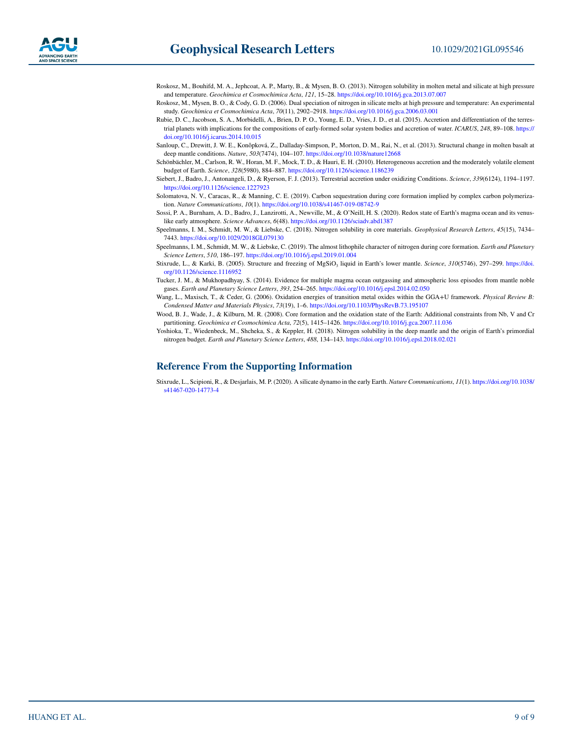Roskosz, M., Bouhifd, M. A., Jephcoat, A. P., Marty, B., & Mysen, B. O. (2013). Nitrogen solubility in molten metal and silicate at high pressure and temperature. *Geochimica et Cosmochimica Acta*, *121*, 15–28. https://doi.org/10.1016/j.gca.2013.07.007

Roskosz, M., Mysen, B. O., & Cody, G. D. (2006). Dual speciation of nitrogen in silicate melts at high pressure and temperature: An experimental study. *Geochimica et Cosmochimica Acta*, *70*(11), 2902–2918. https://doi.org/10.1016/j.gca.2006.03.001

Rubie, D. C., Jacobson, S. A., Morbidelli, A., Brien, D. P. O., Young, E. D., Vries, J. D., et al. (2015). Accretion and differentiation of the terrestrial planets with implications for the compositions of early-formed solar system bodies and accretion of water. *ICARUS*, *248*, 89–108. https://doi.org/10.1016/j.icarus.2014.10.015

Sanloup, C., Drewitt, J. W. E., Konôpková, Z., Dalladay-Simpson, P., Morton, D. M., Rai, N., et al. (2013). Structural change in molten basalt at deep mantle conditions. *Nature*, *503*(7474), 104–107. https://doi.org/10.1038/nature12668

Schönbächler, M., Carlson, R. W., Horan, M. F., Mock, T. D., & Hauri, E. H. (2010). Heterogeneous accretion and the moderately volatile element budget of Earth. *Science*, *328*(5980), 884–887. https://doi.org/10.1126/science.1186239

Siebert, J., Badro, J., Antonangeli, D., & Ryerson, F. J. (2013). Terrestrial accretion under oxidizing Conditions. *Science*, *339*(6124), 1194–1197. https://doi.org/10.1126/science.1227923

Solomatova, N. V., Caracas, R., & Manning, C. E. (2019). Carbon sequestration during core formation implied by complex carbon polymerization. *Nature Communications*, *10*(1). https://doi.org/10.1038/s41467-019-08742-9

Sossi, P. A., Burnham, A. D., Badro, J., Lanzirotti, A., Newville, M., & O'Neill, H. S. (2020). Redox state of Earth's magma ocean and its venus-like early atmosphere. *Science Advances*, *6*(48). https://doi.org/10.1126/sciadv.abd1387

Speelmanns, I. M., Schmidt, M. W., & Liebske, C. (2018). Nitrogen solubility in core materials. *Geophysical Research Letters*, *45*(15), 7434–7443. https://doi.org/10.1029/2018GL079130

Speelmanns, I. M., Schmidt, M. W., & Liebske, C. (2019). The almost lithophile character of nitrogen during core formation. *Earth and Planetary Science Letters*, *510*, 186–197. https://doi.org/10.1016/j.epsl.2019.01.004

Stixrude, L., & Karki, B. (2005). Structure and freezing of $MgSiO_3$ liquid in Earth's lower mantle. *Science*, *310*(5746), 297–299. https://doi.org/10.1126/science.1116952

Tucker, J. M., & Mukhopadhyay, S. (2014). Evidence for multiple magma ocean outgassing and atmospheric loss episodes from mantle noble gases. *Earth and Planetary Science Letters*, *393*, 254–265. https://doi.org/10.1016/j.epsl.2014.02.050

Wang, L., Maxisch, T., & Ceder, G. (2006). Oxidation energies of transition metal oxides within the GGA+U framework. *Physical Review B: Condensed Matter and Materials Physics*, *73*(19), 1–6. https://doi.org/10.1103/PhysRevB.73.195107

Wood, B. J., Wade, J., & Kilburn, M. R. (2008). Core formation and the oxidation state of the Earth: Additional constraints from Nb, V and Cr partitioning. *Geochimica et Cosmochimica Acta*, *72*(5), 1415–1426. https://doi.org/10.1016/j.gca.2007.11.036

Yoshioka, T., Wiedenbeck, M., Shcheka, S., & Keppler, H. (2018). Nitrogen solubility in the deep mantle and the origin of Earth's primordial nitrogen budget. *Earth and Planetary Science Letters*, *488*, 134–143. https://doi.org/10.1016/j.epsl.2018.02.021

## Reference From the Supporting Information

Stixrude, L., Scipioni, R., & Desjarlais, M. P. (2020). A silicate dynamo in the early Earth. *Nature Communications*, *11*(1). https://doi.org/10.1038/s41467-020-14773-4